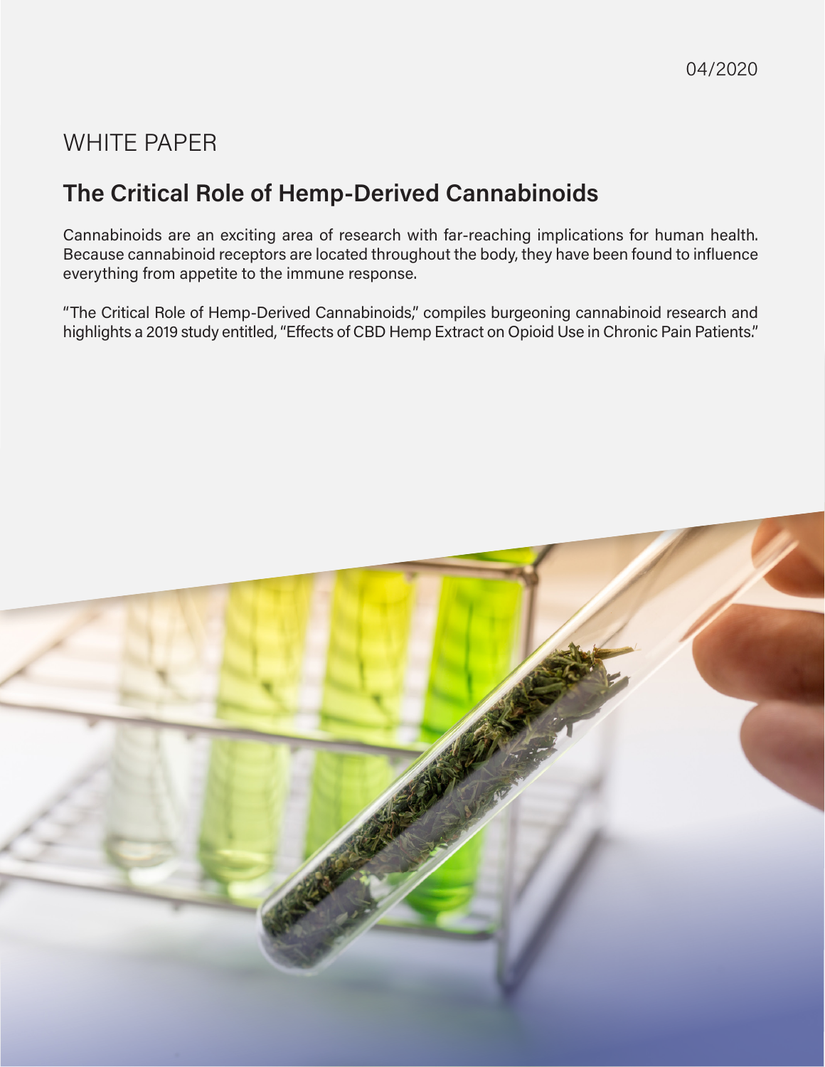04/2020

WHITE PAPER

# The Critical Role of Hemp-Derived Cannabinoids

Cannabinoids are an exciting area of research with far-reaching implications for human health. Because cannabinoid receptors are located throughout the body, they have been found to influence everything from appetite to the immune response.

"The Critical Role of Hemp-Derived Cannabinoids," compiles burgeoning cannabinoid research and highlights a 2019 study entitled, "Effects of CBD Hemp Extract on Opioid Use in Chronic Pain Patients."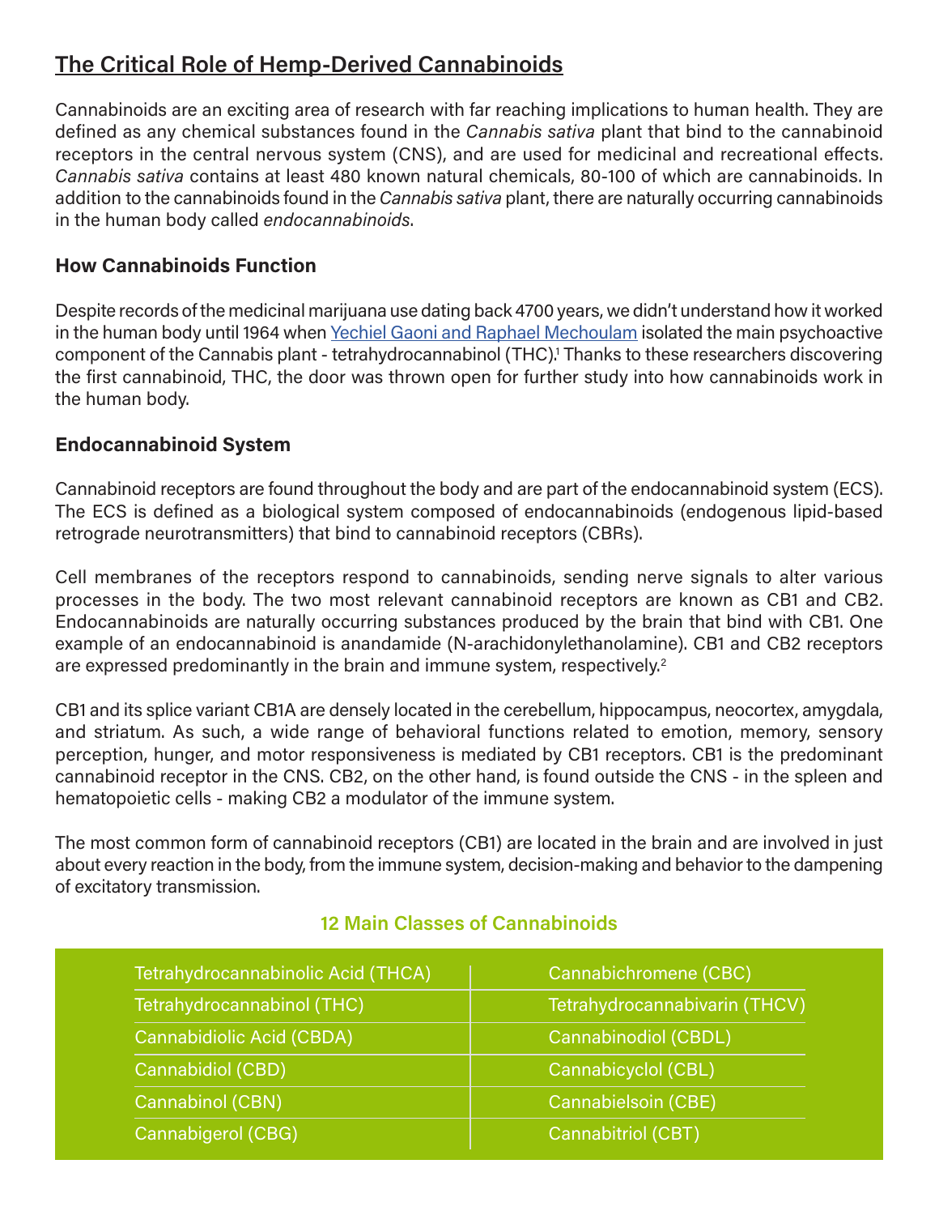## The Critical Role of Hemp-Derived Cannabinoids

Cannabinoids are an exciting area of research with far reaching implications to human health. They are defined as any chemical substances found in the *Cannabis sativa* plant that bind to the cannabinoid receptors in the central nervous system (CNS), and are used for medicinal and recreational effects. *Cannabis sativa* contains at least 480 known natural chemicals, 80-100 of which are cannabinoids. In addition to the cannabinoids found in the *Cannabis sativa* plant, there are naturally occurring cannabinoids in the human body called *endocannabinoids*.

### How Cannabinoids Function

Despite records of the medicinal marijuana use dating back 4700 years, we didn't understand how it worked in the human body until 1964 when Yechiel Gaoni and Raphael Mechoulam isolated the main psychoactive component of the Cannabis plant - tetrahydrocannabinol (THC).[1] Thanks to these researchers discovering the first cannabinoid, THC, the door was thrown open for further study into how cannabinoids work in the human body.

### Endocannabinoid System

Cannabinoid receptors are found throughout the body and are part of the endocannabinoid system (ECS). The ECS is defined as a biological system composed of endocannabinoids (endogenous lipid-based retrograde neurotransmitters) that bind to cannabinoid receptors (CBRs).

Cell membranes of the receptors respond to cannabinoids, sending nerve signals to alter various processes in the body. The two most relevant cannabinoid receptors are known as CB1 and CB2. Endocannabinoids are naturally occurring substances produced by the brain that bind with CB1. One example of an endocannabinoid is anandamide (N-arachidonylethanolamine). CB1 and CB2 receptors are expressed predominantly in the brain and immune system, respectively.[2]

CB1 and its splice variant CB1A are densely located in the cerebellum, hippocampus, neocortex, amygdala, and striatum. As such, a wide range of behavioral functions related to emotion, memory, sensory perception, hunger, and motor responsiveness is mediated by CB1 receptors. CB1 is the predominant cannabinoid receptor in the CNS. CB2, on the other hand, is found outside the CNS - in the spleen and hematopoietic cells - making CB2 a modulator of the immune system.

The most common form of cannabinoid receptors (CB1) are located in the brain and are involved in just about every reaction in the body, from the immune system, decision-making and behavior to the dampening of excitatory transmission.

### 12 Main Classes of Cannabinoids

| | |
|---|---|
| Tetrahydrocannabinolic Acid (THCA) | Cannabichromene (CBC) |
| Tetrahydrocannabinol (THC) | Tetrahydrocannabivarin (THCV) |
| Cannabidiolic Acid (CBDA) | Cannabinodiol (CBDL) |
| Cannabidiol (CBD) | Cannabicyclol (CBL) |
| Cannabinol (CBN) | Cannabielsoin (CBE) |
| Cannabigerol (CBG) | Cannabitriol (CBT) |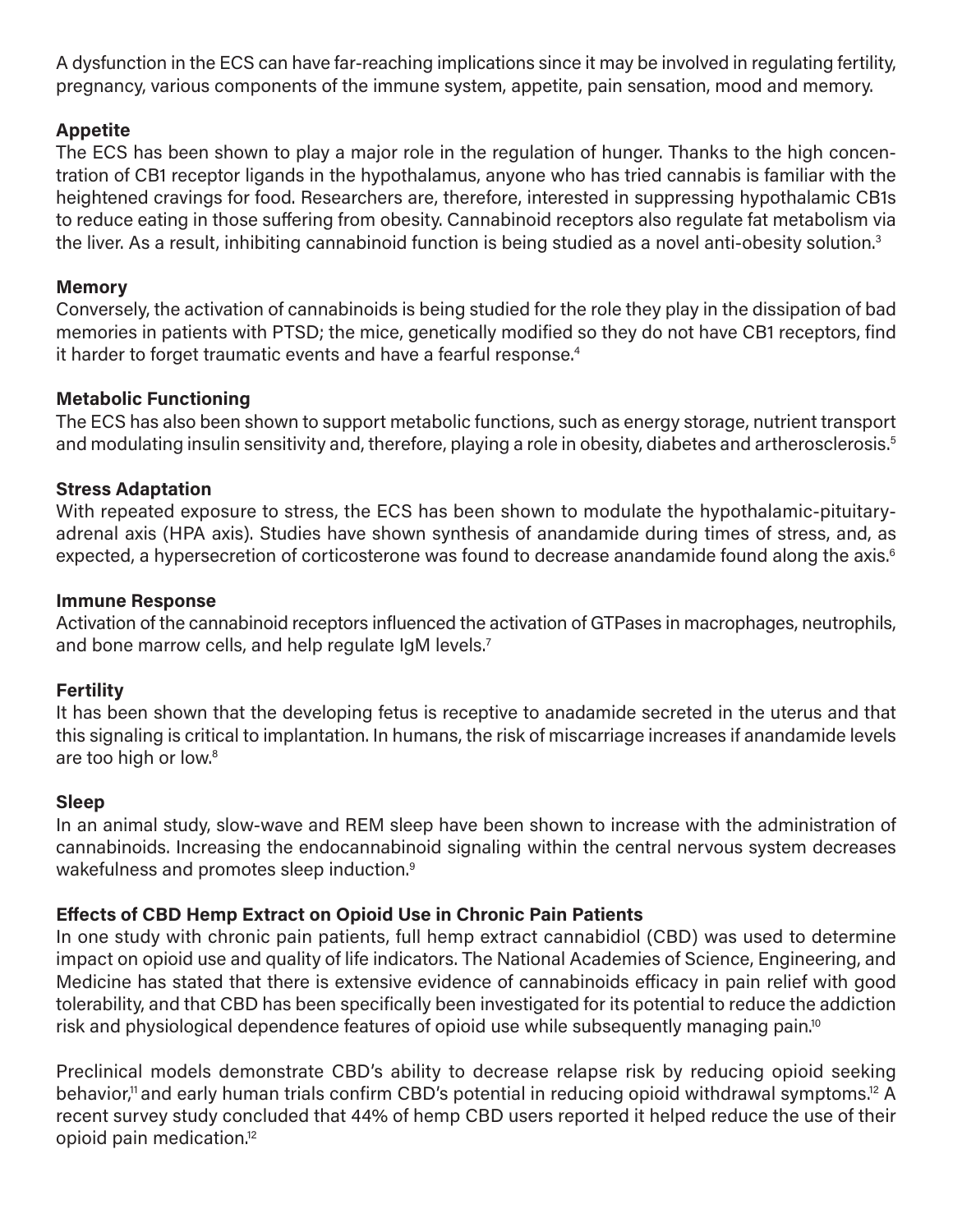A dysfunction in the ECS can have far-reaching implications since it may be involved in regulating fertility, pregnancy, various components of the immune system, appetite, pain sensation, mood and memory.

**Appetite**

The ECS has been shown to play a major role in the regulation of hunger. Thanks to the high concentration of CB1 receptor ligands in the hypothalamus, anyone who has tried cannabis is familiar with the heightened cravings for food. Researchers are, therefore, interested in suppressing hypothalamic CB1s to reduce eating in those suffering from obesity. Cannabinoid receptors also regulate fat metabolism via the liver. As a result, inhibiting cannabinoid function is being studied as a novel anti-obesity solution.[3]

**Memory**

Conversely, the activation of cannabinoids is being studied for the role they play in the dissipation of bad memories in patients with PTSD; the mice, genetically modified so they do not have CB1 receptors, find it harder to forget traumatic events and have a fearful response.[4]

**Metabolic Functioning**

The ECS has also been shown to support metabolic functions, such as energy storage, nutrient transport and modulating insulin sensitivity and, therefore, playing a role in obesity, diabetes and artherosclerosis.[5]

**Stress Adaptation**

With repeated exposure to stress, the ECS has been shown to modulate the hypothalamic-pituitary-adrenal axis (HPA axis). Studies have shown synthesis of anandamide during times of stress, and, as expected, a hypersecretion of corticosterone was found to decrease anandamide found along the axis.[6]

**Immune Response**

Activation of the cannabinoid receptors influenced the activation of GTPases in macrophages, neutrophils, and bone marrow cells, and help regulate IgM levels.[7]

**Fertility**

It has been shown that the developing fetus is receptive to anadamide secreted in the uterus and that this signaling is critical to implantation. In humans, the risk of miscarriage increases if anandamide levels are too high or low.[8]

**Sleep**

In an animal study, slow-wave and REM sleep have been shown to increase with the administration of cannabinoids. Increasing the endocannabinoid signaling within the central nervous system decreases wakefulness and promotes sleep induction.[9]

**Effects of CBD Hemp Extract on Opioid Use in Chronic Pain Patients**

In one study with chronic pain patients, full hemp extract cannabidiol (CBD) was used to determine impact on opioid use and quality of life indicators. The National Academies of Science, Engineering, and Medicine has stated that there is extensive evidence of cannabinoids efficacy in pain relief with good tolerability, and that CBD has been specifically been investigated for its potential to reduce the addiction risk and physiological dependence features of opioid use while subsequently managing pain.[10]

Preclinical models demonstrate CBD's ability to decrease relapse risk by reducing opioid seeking behavior,[11] and early human trials confirm CBD's potential in reducing opioid withdrawal symptoms.[12] A recent survey study concluded that 44% of hemp CBD users reported it helped reduce the use of their opioid pain medication.[12]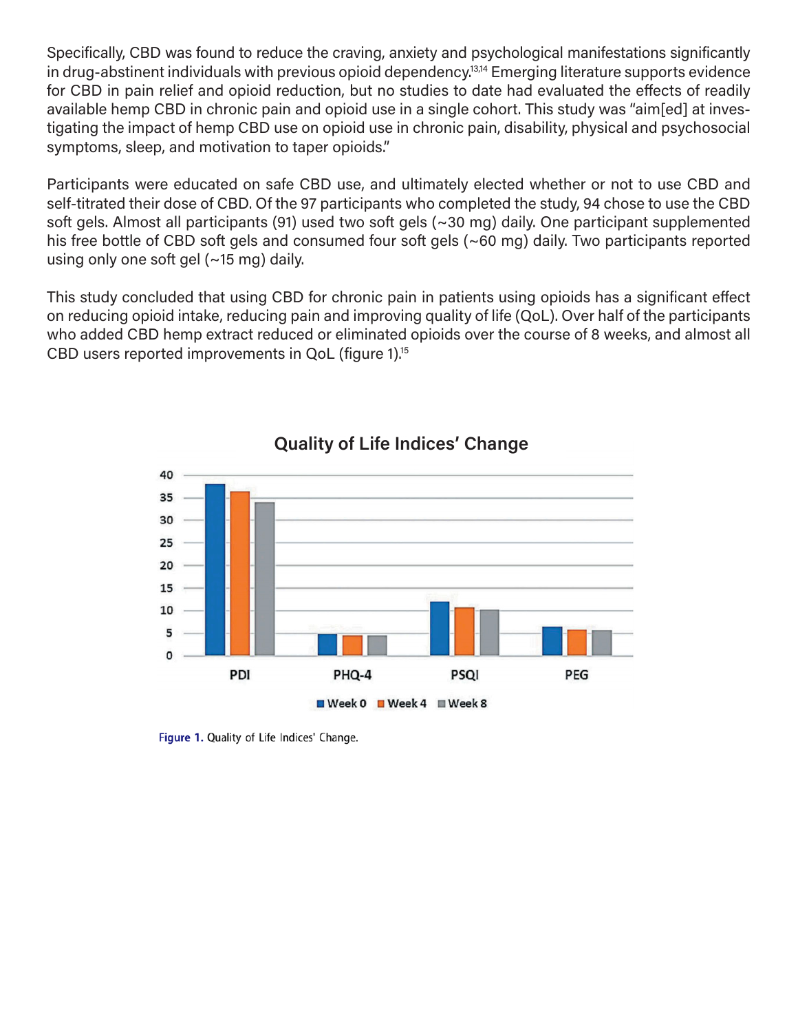Specifically, CBD was found to reduce the craving, anxiety and psychological manifestations significantly in drug-abstinent individuals with previous opioid dependency.[13,14] Emerging literature supports evidence for CBD in pain relief and opioid reduction, but no studies to date had evaluated the effects of readily available hemp CBD in chronic pain and opioid use in a single cohort. This study was "aim[ed] at investigating the impact of hemp CBD use on opioid use in chronic pain, disability, physical and psychosocial symptoms, sleep, and motivation to taper opioids."

Participants were educated on safe CBD use, and ultimately elected whether or not to use CBD and self-titrated their dose of CBD. Of the 97 participants who completed the study, 94 chose to use the CBD soft gels. Almost all participants (91) used two soft gels (~30 mg) daily. One participant supplemented his free bottle of CBD soft gels and consumed four soft gels (~60 mg) daily. Two participants reported using only one soft gel (~15 mg) daily.

This study concluded that using CBD for chronic pain in patients using opioids has a significant effect on reducing opioid intake, reducing pain and improving quality of life (QoL). Over half of the participants who added CBD hemp extract reduced or eliminated opioids over the course of 8 weeks, and almost all CBD users reported improvements in QoL (figure 1).[15]

Quality of Life Indices' Change

40
35
30
25
20
15
10
5
0

PDI
PHQ-4
PSQI
PEG

Week 0
Week 4
Week 8

**Figure 1.** Quality of Life Indices' Change.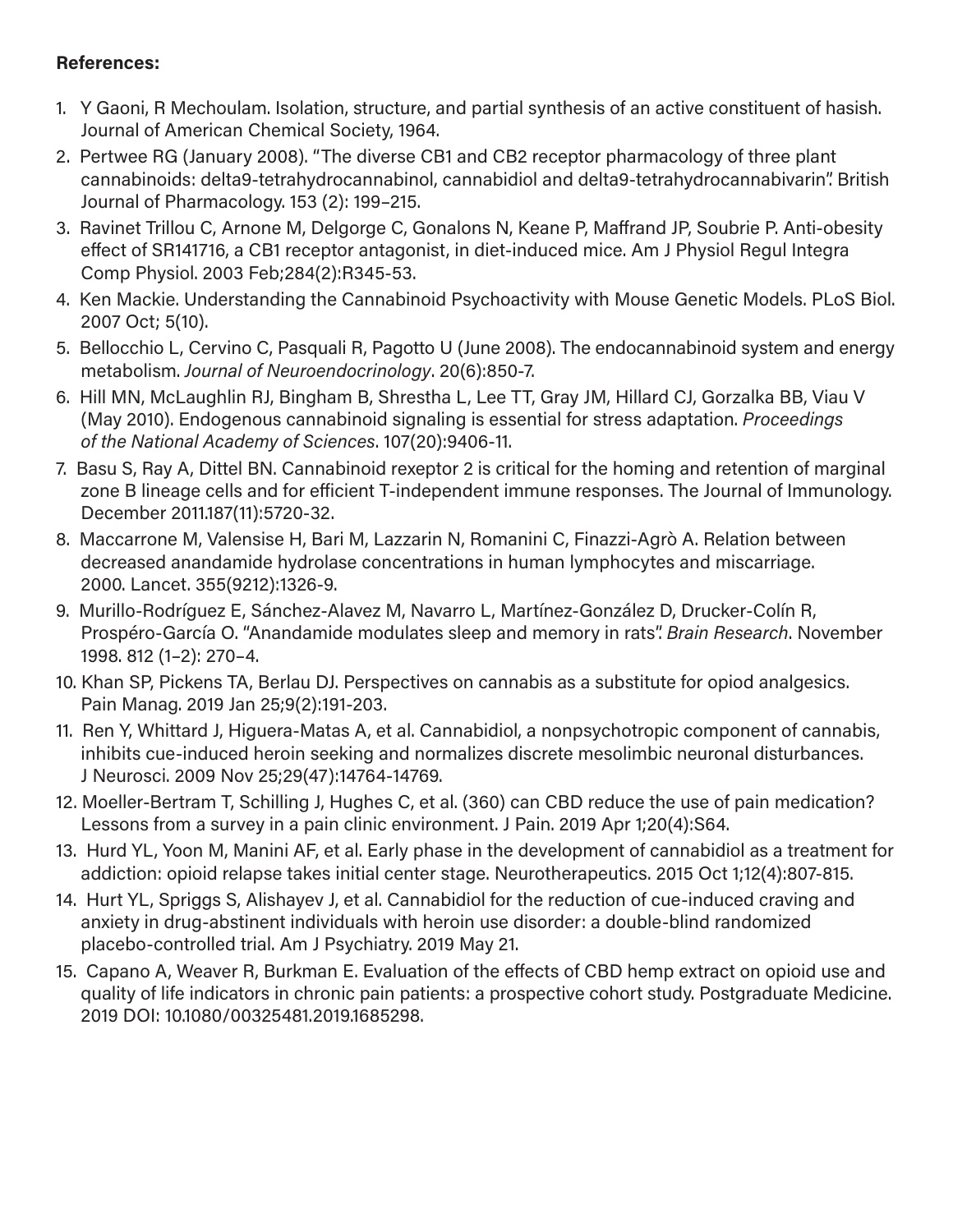**References:**

1. Y Gaoni, R Mechoulam. Isolation, structure, and partial synthesis of an active constituent of hasish. Journal of American Chemical Society, 1964.
2. Pertwee RG (January 2008). "The diverse CB1 and CB2 receptor pharmacology of three plant cannabinoids: delta9-tetrahydrocannabinol, cannabidiol and delta9-tetrahydrocannabivarin". British Journal of Pharmacology. 153 (2): 199–215.
3. Ravinet Trillou C, Arnone M, Delgorge C, Gonalons N, Keane P, Maffrand JP, Soubrie P. Anti-obesity effect of SR141716, a CB1 receptor antagonist, in diet-induced mice. Am J Physiol Regul Integra Comp Physiol. 2003 Feb;284(2):R345-53.
4. Ken Mackie. Understanding the Cannabinoid Psychoactivity with Mouse Genetic Models. PLoS Biol. 2007 Oct; 5(10).
5. Bellocchio L, Cervino C, Pasquali R, Pagotto U (June 2008). The endocannabinoid system and energy metabolism. *Journal of Neuroendocrinology*. 20(6):850-7.
6. Hill MN, McLaughlin RJ, Bingham B, Shrestha L, Lee TT, Gray JM, Hillard CJ, Gorzalka BB, Viau V (May 2010). Endogenous cannabinoid signaling is essential for stress adaptation. *Proceedings of the National Academy of Sciences*. 107(20):9406-11.
7. Basu S, Ray A, Dittel BN. Cannabinoid rexeptor 2 is critical for the homing and retention of marginal zone B lineage cells and for efficient T-independent immune responses. The Journal of Immunology. December 2011.187(11):5720-32.
8. Maccarrone M, Valensise H, Bari M, Lazzarin N, Romanini C, Finazzi-Agrò A. Relation between decreased anandamide hydrolase concentrations in human lymphocytes and miscarriage. 2000. Lancet. 355(9212):1326-9.
9. Murillo-Rodríguez E, Sánchez-Alavez M, Navarro L, Martínez-González D, Drucker-Colín R, Prospéro-García O. "Anandamide modulates sleep and memory in rats". *Brain Research*. November 1998. 812 (1–2): 270–4.
10. Khan SP, Pickens TA, Berlau DJ. Perspectives on cannabis as a substitute for opiod analgesics. Pain Manag. 2019 Jan 25;9(2):191-203.
11. Ren Y, Whittard J, Higuera-Matas A, et al. Cannabidiol, a nonpsychotropic component of cannabis, inhibits cue-induced heroin seeking and normalizes discrete mesolimbic neuronal disturbances. J Neurosci. 2009 Nov 25;29(47):14764-14769.
12. Moeller-Bertram T, Schilling J, Hughes C, et al. (360) can CBD reduce the use of pain medication? Lessons from a survey in a pain clinic environment. J Pain. 2019 Apr 1;20(4):S64.
13. Hurd YL, Yoon M, Manini AF, et al. Early phase in the development of cannabidiol as a treatment for addiction: opioid relapse takes initial center stage. Neurotherapeutics. 2015 Oct 1;12(4):807-815.
14. Hurt YL, Spriggs S, Alishayev J, et al. Cannabidiol for the reduction of cue-induced craving and anxiety in drug-abstinent individuals with heroin use disorder: a double-blind randomized placebo-controlled trial. Am J Psychiatry. 2019 May 21.
15. Capano A, Weaver R, Burkman E. Evaluation of the effects of CBD hemp extract on opioid use and quality of life indicators in chronic pain patients: a prospective cohort study. Postgraduate Medicine. 2019 DOI: 10.1080/00325481.2019.1685298.